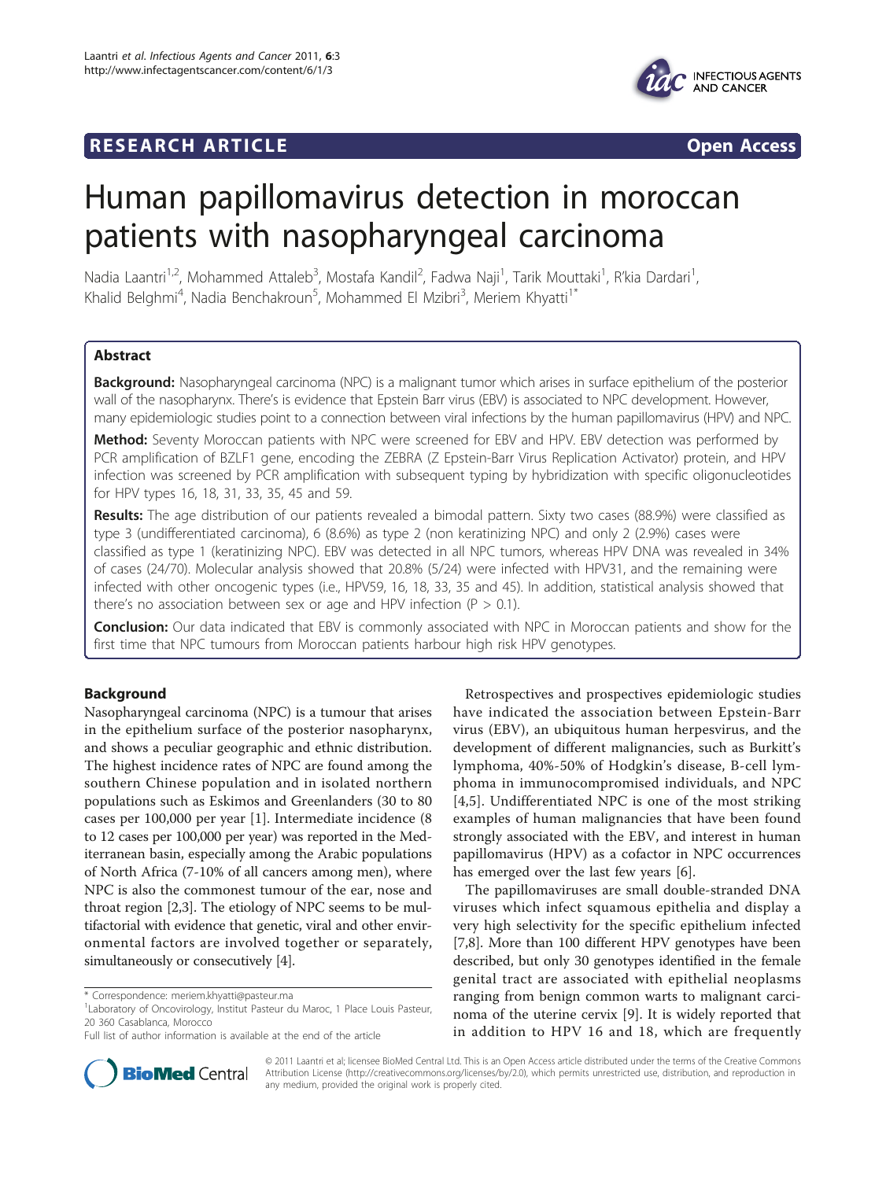## RESEARCH ARTICLE

**Open Access**

# Human papillomavirus detection in moroccan patients with nasopharyngeal carcinoma

Nadia Laantri[1,2], Mohammed Attaleb[3], Mostafa Kandil[2], Fadwa Naji[1], Tarik Mouttaki[1], R'kia Dardari[1], Khalid Belghmi[4], Nadia Benchakroun[5], Mohammed El Mzibri[3], Meriem Khyatti[1*]

## Abstract

**Background:** Nasopharyngeal carcinoma (NPC) is a malignant tumor which arises in surface epithelium of the posterior wall of the nasopharynx. There's is evidence that Epstein Barr virus (EBV) is associated to NPC development. However, many epidemiologic studies point to a connection between viral infections by the human papillomavirus (HPV) and NPC.

**Method:** Seventy Moroccan patients with NPC were screened for EBV and HPV. EBV detection was performed by PCR amplification of BZLF1 gene, encoding the ZEBRA (Z Epstein-Barr Virus Replication Activator) protein, and HPV infection was screened by PCR amplification with subsequent typing by hybridization with specific oligonucleotides for HPV types 16, 18, 31, 33, 35, 45 and 59.

**Results:** The age distribution of our patients revealed a bimodal pattern. Sixty two cases (88.9%) were classified as type 3 (undifferentiated carcinoma), 6 (8.6%) as type 2 (non keratinizing NPC) and only 2 (2.9%) cases were classified as type 1 (keratinizing NPC). EBV was detected in all NPC tumors, whereas HPV DNA was revealed in 34% of cases (24/70). Molecular analysis showed that 20.8% (5/24) were infected with HPV31, and the remaining were infected with other oncogenic types (i.e., HPV59, 16, 18, 33, 35 and 45). In addition, statistical analysis showed that there's no association between sex or age and HPV infection ($P > 0.1$).

**Conclusion:** Our data indicated that EBV is commonly associated with NPC in Moroccan patients and show for the first time that NPC tumours from Moroccan patients harbour high risk HPV genotypes.

## Background

Nasopharyngeal carcinoma (NPC) is a tumour that arises in the epithelium surface of the posterior nasopharynx, and shows a peculiar geographic and ethnic distribution. The highest incidence rates of NPC are found among the southern Chinese population and in isolated northern populations such as Eskimos and Greenlanders (30 to 80 cases per 100,000 per year [1]. Intermediate incidence (8 to 12 cases per 100,000 per year) was reported in the Mediterranean basin, especially among the Arabic populations of North Africa (7-10% of all cancers among men), where NPC is also the commonest tumour of the ear, nose and throat region [2,3]. The etiology of NPC seems to be multifactorial with evidence that genetic, viral and other environmental factors are involved together or separately, simultaneously or consecutively [4].

Retrospectives and prospectives epidemiologic studies have indicated the association between Epstein-Barr virus (EBV), an ubiquitous human herpesvirus, and the development of different malignancies, such as Burkitt's lymphoma, 40%-50% of Hodgkin's disease, B-cell lymphoma in immunocompromised individuals, and NPC [4,5]. Undifferentiated NPC is one of the most striking examples of human malignancies that have been found strongly associated with the EBV, and interest in human papillomavirus (HPV) as a cofactor in NPC occurrences has emerged over the last few years [6].

The papillomaviruses are small double-stranded DNA viruses which infect squamous epithelia and display a very high selectivity for the specific epithelium infected [7,8]. More than 100 different HPV genotypes have been described, but only 30 genotypes identified in the female genital tract are associated with epithelial neoplasms ranging from benign common warts to malignant carcinoma of the uterine cervix [9]. It is widely reported that in addition to HPV 16 and 18, which are frequently

\* Correspondence: meriem.khyatti@pasteur.ma
[1]Laboratory of Oncovirology, Institut Pasteur du Maroc, 1 Place Louis Pasteur, 20 360 Casablanca, Morocco
Full list of author information is available at the end of the article

© 2011 Laantri et al; licensee BioMed Central Ltd. This is an Open Access article distributed under the terms of the Creative Commons Attribution License (http://creativecommons.org/licenses/by/2.0), which permits unrestricted use, distribution, and reproduction in any medium, provided the original work is properly cited.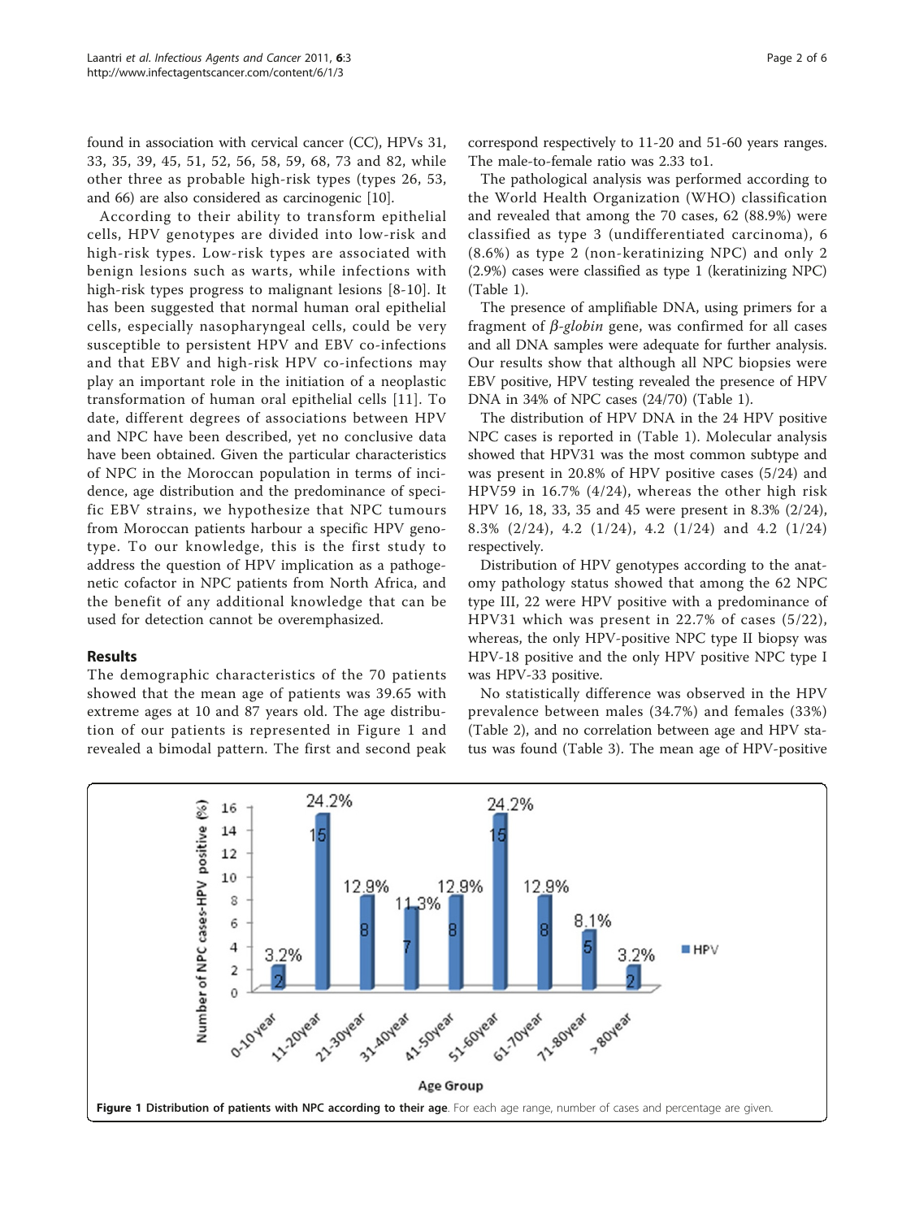found in association with cervical cancer (CC), HPVs 31, 33, 35, 39, 45, 51, 52, 56, 58, 59, 68, 73 and 82, while other three as probable high-risk types (types 26, 53, and 66) are also considered as carcinogenic [10].

According to their ability to transform epithelial cells, HPV genotypes are divided into low-risk and high-risk types. Low-risk types are associated with benign lesions such as warts, while infections with high-risk types progress to malignant lesions [8-10]. It has been suggested that normal human oral epithelial cells, especially nasopharyngeal cells, could be very susceptible to persistent HPV and EBV co-infections and that EBV and high-risk HPV co-infections may play an important role in the initiation of a neoplastic transformation of human oral epithelial cells [11]. To date, different degrees of associations between HPV and NPC have been described, yet no conclusive data have been obtained. Given the particular characteristics of NPC in the Moroccan population in terms of incidence, age distribution and the predominance of specific EBV strains, we hypothesize that NPC tumours from Moroccan patients harbour a specific HPV genotype. To our knowledge, this is the first study to address the question of HPV implication as a pathogenetic cofactor in NPC patients from North Africa, and the benefit of any additional knowledge that can be used for detection cannot be overemphasized.

## Results

The demographic characteristics of the 70 patients showed that the mean age of patients was 39.65 with extreme ages at 10 and 87 years old. The age distribution of our patients is represented in Figure 1 and revealed a bimodal pattern. The first and second peak correspond respectively to 11-20 and 51-60 years ranges. The male-to-female ratio was 2.33 to1.

The pathological analysis was performed according to the World Health Organization (WHO) classification and revealed that among the 70 cases, 62 (88.9%) were classified as type 3 (undifferentiated carcinoma), 6 (8.6%) as type 2 (non-keratinizing NPC) and only 2 (2.9%) cases were classified as type 1 (keratinizing NPC) (Table 1).

The presence of amplifiable DNA, using primers for a fragment of *β-globin* gene, was confirmed for all cases and all DNA samples were adequate for further analysis. Our results show that although all NPC biopsies were EBV positive, HPV testing revealed the presence of HPV DNA in 34% of NPC cases (24/70) (Table 1).

The distribution of HPV DNA in the 24 HPV positive NPC cases is reported in (Table 1). Molecular analysis showed that HPV31 was the most common subtype and was present in 20.8% of HPV positive cases (5/24) and HPV59 in 16.7% (4/24), whereas the other high risk HPV 16, 18, 33, 35 and 45 were present in 8.3% (2/24), 8.3% (2/24), 4.2 (1/24), 4.2 (1/24) and 4.2 (1/24) respectively.

Distribution of HPV genotypes according to the anatomy pathology status showed that among the 62 NPC type III, 22 were HPV positive with a predominance of HPV31 which was present in 22.7% of cases (5/22), whereas, the only HPV-positive NPC type II biopsy was HPV-18 positive and the only HPV positive NPC type I was HPV-33 positive.

No statistically difference was observed in the HPV prevalence between males (34.7%) and females (33%) (Table 2), and no correlation between age and HPV status was found (Table 3). The mean age of HPV-positive

**Figure 1 Distribution of patients with NPC according to their age**. For each age range, number of cases and percentage are given.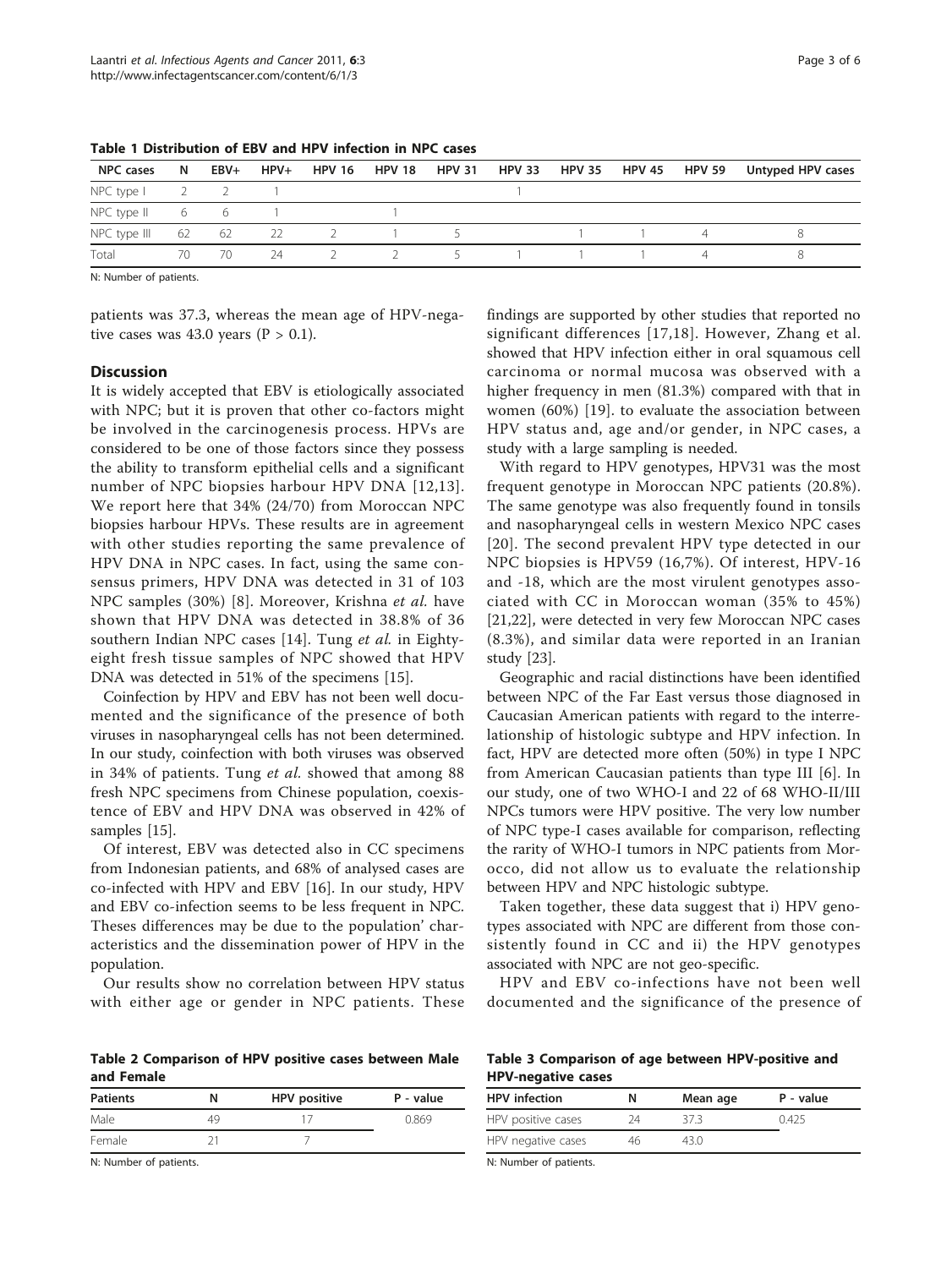**Table 1 Distribution of EBV and HPV infection in NPC cases**

| NPC cases | N | EBV+ | HPV+ | HPV 16 | HPV 18 | HPV 31 | HPV 33 | HPV 35 | HPV 45 | HPV 59 | Untyped HPV cases |
|---|---|---|---|---|---|---|---|---|---|---|---|
| NPC type I | 2 | 2 | 1 | | | | 1 | | | | |
| NPC type II | 6 | 6 | 1 | | 1 | | | | | | |
| NPC type III | 62 | 62 | 22 | 2 | 1 | 5 | | 1 | 1 | 4 | 8 |
| Total | 70 | 70 | 24 | 2 | 2 | 5 | 1 | 1 | 1 | 4 | 8 |

N: Number of patients.

patients was 37.3, whereas the mean age of HPV-negative cases was 43.0 years (P > 0.1).

## Discussion

It is widely accepted that EBV is etiologically associated with NPC; but it is proven that other co-factors might be involved in the carcinogenesis process. HPVs are considered to be one of those factors since they possess the ability to transform epithelial cells and a significant number of NPC biopsies harbour HPV DNA [12,13]. We report here that 34% (24/70) from Moroccan NPC biopsies harbour HPVs. These results are in agreement with other studies reporting the same prevalence of HPV DNA in NPC cases. In fact, using the same consensus primers, HPV DNA was detected in 31 of 103 NPC samples (30%) [8]. Moreover, Krishna *et al.* have shown that HPV DNA was detected in 38.8% of 36 southern Indian NPC cases [14]. Tung *et al.* in Eighty-eight fresh tissue samples of NPC showed that HPV DNA was detected in 51% of the specimens [15].

Coinfection by HPV and EBV has not been well documented and the significance of the presence of both viruses in nasopharyngeal cells has not been determined. In our study, coinfection with both viruses was observed in 34% of patients. Tung *et al.* showed that among 88 fresh NPC specimens from Chinese population, coexistence of EBV and HPV DNA was observed in 42% of samples [15].

Of interest, EBV was detected also in CC specimens from Indonesian patients, and 68% of analysed cases are co-infected with HPV and EBV [16]. In our study, HPV and EBV co-infection seems to be less frequent in NPC. Theses differences may be due to the population' characteristics and the dissemination power of HPV in the population.

Our results show no correlation between HPV status with either age or gender in NPC patients. These findings are supported by other studies that reported no significant differences [17,18]. However, Zhang et al. showed that HPV infection either in oral squamous cell carcinoma or normal mucosa was observed with a higher frequency in men (81.3%) compared with that in women (60%) [19]. to evaluate the association between HPV status and, age and/or gender, in NPC cases, a study with a large sampling is needed.

With regard to HPV genotypes, HPV31 was the most frequent genotype in Moroccan NPC patients (20.8%). The same genotype was also frequently found in tonsils and nasopharyngeal cells in western Mexico NPC cases [20]. The second prevalent HPV type detected in our NPC biopsies is HPV59 (16,7%). Of interest, HPV-16 and -18, which are the most virulent genotypes associated with CC in Moroccan woman (35% to 45%) [21,22], were detected in very few Moroccan NPC cases (8.3%), and similar data were reported in an Iranian study [23].

Geographic and racial distinctions have been identified between NPC of the Far East versus those diagnosed in Caucasian American patients with regard to the interrelationship of histologic subtype and HPV infection. In fact, HPV are detected more often (50%) in type I NPC from American Caucasian patients than type III [6]. In our study, one of two WHO-I and 22 of 68 WHO-II/III NPCs tumors were HPV positive. The very low number of NPC type-I cases available for comparison, reflecting the rarity of WHO-I tumors in NPC patients from Morocco, did not allow us to evaluate the relationship between HPV and NPC histologic subtype.

Taken together, these data suggest that i) HPV genotypes associated with NPC are different from those consistently found in CC and ii) the HPV genotypes associated with NPC are not geo-specific.

HPV and EBV co-infections have not been well documented and the significance of the presence of

**Table 2 Comparison of HPV positive cases between Male and Female**

| Patients | N | HPV positive | P - value |
|---|---|---|---|
| Male | 49 | 17 | 0.869 |
| Female | 21 | 7 | |

N: Number of patients.

**Table 3 Comparison of age between HPV-positive and HPV-negative cases**

| HPV infection | N | Mean age | P - value |
|---|---|---|---|
| HPV positive cases | 24 | 37.3 | 0.425 |
| HPV negative cases | 46 | 43.0 | |

N: Number of patients.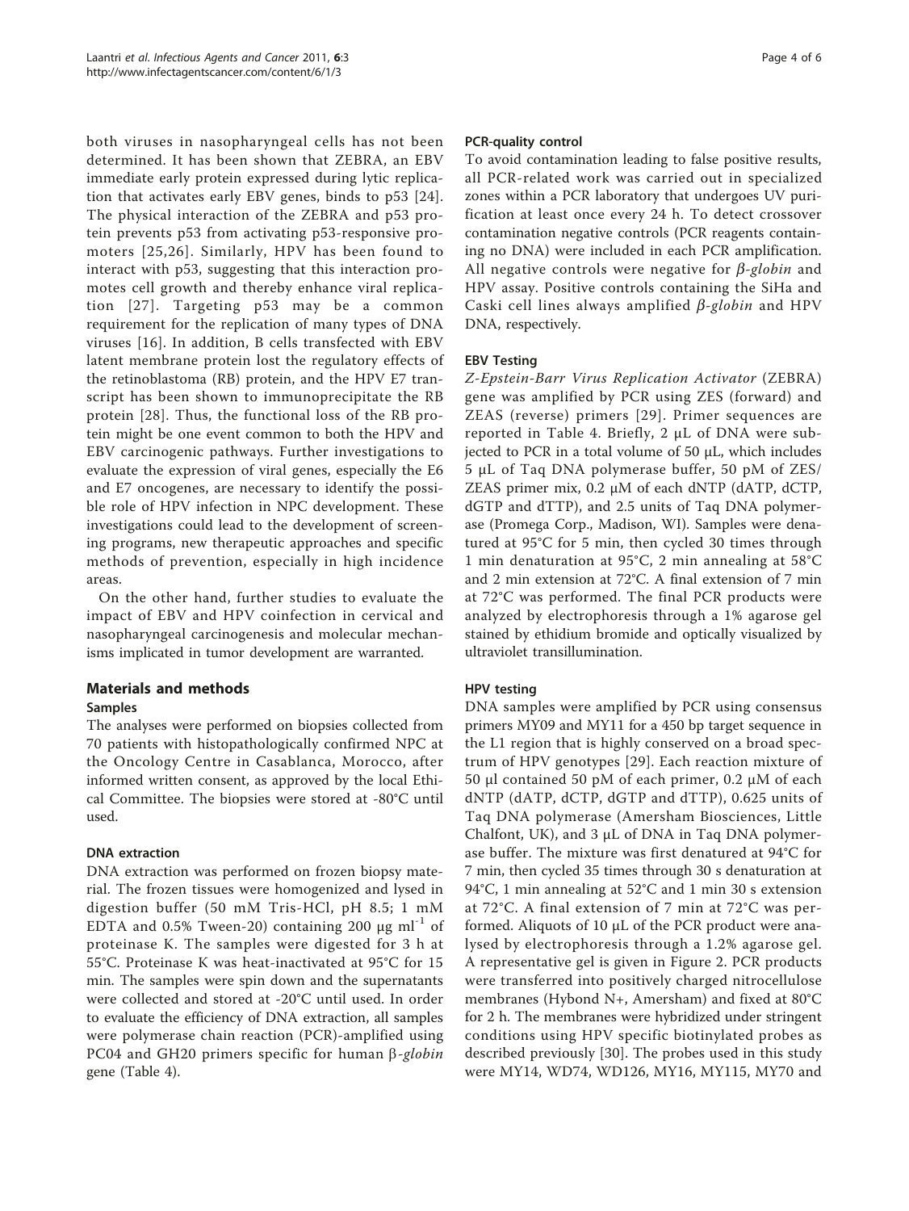both viruses in nasopharyngeal cells has not been determined. It has been shown that ZEBRA, an EBV immediate early protein expressed during lytic replication that activates early EBV genes, binds to p53 [24]. The physical interaction of the ZEBRA and p53 protein prevents p53 from activating p53-responsive promoters [25,26]. Similarly, HPV has been found to interact with p53, suggesting that this interaction promotes cell growth and thereby enhance viral replication [27]. Targeting p53 may be a common requirement for the replication of many types of DNA viruses [16]. In addition, B cells transfected with EBV latent membrane protein lost the regulatory effects of the retinoblastoma (RB) protein, and the HPV E7 transcript has been shown to immunoprecipitate the RB protein [28]. Thus, the functional loss of the RB protein might be one event common to both the HPV and EBV carcinogenic pathways. Further investigations to evaluate the expression of viral genes, especially the E6 and E7 oncogenes, are necessary to identify the possible role of HPV infection in NPC development. These investigations could lead to the development of screening programs, new therapeutic approaches and specific methods of prevention, especially in high incidence areas.

On the other hand, further studies to evaluate the impact of EBV and HPV coinfection in cervical and nasopharyngeal carcinogenesis and molecular mechanisms implicated in tumor development are warranted.

## Materials and methods

### Samples

The analyses were performed on biopsies collected from 70 patients with histopathologically confirmed NPC at the Oncology Centre in Casablanca, Morocco, after informed written consent, as approved by the local Ethical Committee. The biopsies were stored at -80°C until used.

### DNA extraction

DNA extraction was performed on frozen biopsy material. The frozen tissues were homogenized and lysed in digestion buffer (50 mM Tris-HCl, pH 8.5; 1 mM EDTA and 0.5% Tween-20) containing 200 μg $ml^{-1}$ of proteinase K. The samples were digested for 3 h at 55°C. Proteinase K was heat-inactivated at 95°C for 15 min. The samples were spin down and the supernatants were collected and stored at -20°C until used. In order to evaluate the efficiency of DNA extraction, all samples were polymerase chain reaction (PCR)-amplified using PC04 and GH20 primers specific for human β-*globin* gene (Table 4).

### PCR-quality control

To avoid contamination leading to false positive results, all PCR-related work was carried out in specialized zones within a PCR laboratory that undergoes UV purification at least once every 24 h. To detect crossover contamination negative controls (PCR reagents containing no DNA) were included in each PCR amplification. All negative controls were negative for *β-globin* and HPV assay. Positive controls containing the SiHa and Caski cell lines always amplified *β-globin* and HPV DNA, respectively.

### EBV Testing

*Z-Epstein-Barr Virus Replication Activator* (ZEBRA) gene was amplified by PCR using ZES (forward) and ZEAS (reverse) primers [29]. Primer sequences are reported in Table 4. Briefly, 2 μL of DNA were subjected to PCR in a total volume of 50 μL, which includes 5 μL of Taq DNA polymerase buffer, 50 pM of ZES/ZEAS primer mix, 0.2 μM of each dNTP (dATP, dCTP, dGTP and dTTP), and 2.5 units of Taq DNA polymerase (Promega Corp., Madison, WI). Samples were denatured at 95°C for 5 min, then cycled 30 times through 1 min denaturation at 95°C, 2 min annealing at 58°C and 2 min extension at 72°C. A final extension of 7 min at 72°C was performed. The final PCR products were analyzed by electrophoresis through a 1% agarose gel stained by ethidium bromide and optically visualized by ultraviolet transillumination.

### HPV testing

DNA samples were amplified by PCR using consensus primers MY09 and MY11 for a 450 bp target sequence in the L1 region that is highly conserved on a broad spectrum of HPV genotypes [29]. Each reaction mixture of 50 μl contained 50 pM of each primer, 0.2 μM of each dNTP (dATP, dCTP, dGTP and dTTP), 0.625 units of Taq DNA polymerase (Amersham Biosciences, Little Chalfont, UK), and 3 μL of DNA in Taq DNA polymerase buffer. The mixture was first denatured at 94°C for 7 min, then cycled 35 times through 30 s denaturation at 94°C, 1 min annealing at 52°C and 1 min 30 s extension at 72°C. A final extension of 7 min at 72°C was performed. Aliquots of 10 μL of the PCR product were analysed by electrophoresis through a 1.2% agarose gel. A representative gel is given in Figure 2. PCR products were transferred into positively charged nitrocellulose membranes (Hybond N+, Amersham) and fixed at 80°C for 2 h. The membranes were hybridized under stringent conditions using HPV specific biotinylated probes as described previously [30]. The probes used in this study were MY14, WD74, WD126, MY16, MY115, MY70 and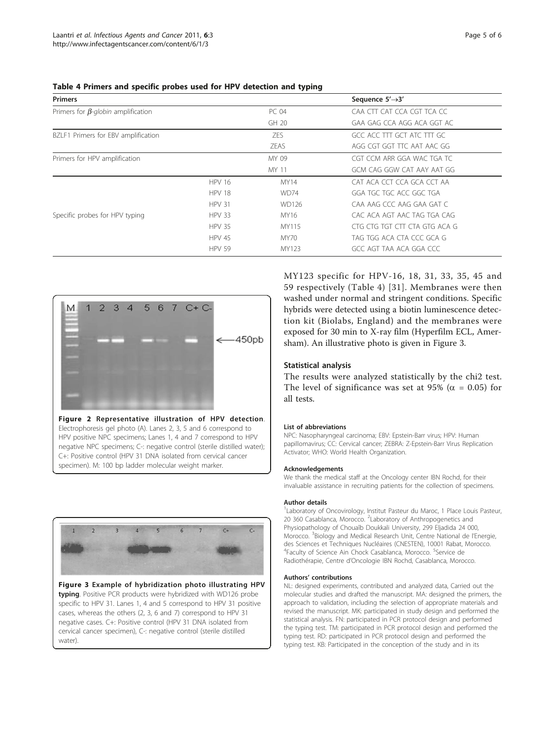**Table 4 Primers and specific probes used for HPV detection and typing**

| Primers | | | Sequence 5'→3' |
|---|---|---|---|
| Primers for *β-globin* amplification | | PC 04 | CAA CTT CAT CCA CGT TCA CC |
| | | GH 20 | GAA GAG CCA AGG ACA GGT AC |
| BZLF1 Primers for EBV amplification | | ZES | GCC ACC TTT GCT ATC TTT GC |
| | | ZEAS | AGG CGT GGT TTC AAT AAC GG |
| Primers for HPV amplification | | MY 09 | CGT CCM ARR GGA WAC TGA TC |
| | | MY 11 | GCM CAG GGW CAT AAY AAT GG |
| Specific probes for HPV typing | HPV 16 | MY14 | CAT ACA CCT CCA GCA CCT AA |
| | HPV 18 | WD74 | GGA TGC TGC ACC GGC TGA |
| | HPV 31 | WD126 | CAA AAG CCC AAG GAA GAT C |
| | HPV 33 | MY16 | CAC ACA AGT AAC TAG TGA CAG |
| | HPV 35 | MY115 | CTG CTG TGT CTT CTA GTG ACA G |
| | HPV 45 | MY70 | TAG TGG ACA CTA CCC GCA G |
| | HPV 59 | MY123 | GCC AGT TAA ACA GGA CCC |

M 1 2 3 4 5 6 7 C+ C-

←450pb

**Figure 2 Representative illustration of HPV detection**. Electrophoresis gel photo (A). Lanes 2, 3, 5 and 6 correspond to HPV positive NPC specimens; Lanes 1, 4 and 7 correspond to HPV negative NPC specimens; C-: negative control (sterile distilled water); C+: Positive control (HPV 31 DNA isolated from cervical cancer specimen). M: 100 bp ladder molecular weight marker.

1 2 3 4 5 6 7 C+ C-

**Figure 3 Example of hybridization photo illustrating HPV typing**. Positive PCR products were hybridized with WD126 probe specific to HPV 31. Lanes 1, 4 and 5 correspond to HPV 31 positive cases, whereas the others (2, 3, 6 and 7) correspond to HPV 31 negative cases. C+: Positive control (HPV 31 DNA isolated from cervical cancer specimen), C-: negative control (sterile distilled water).

MY123 specific for HPV-16, 18, 31, 33, 35, 45 and 59 respectively (Table 4) [31]. Membranes were then washed under normal and stringent conditions. Specific hybrids were detected using a biotin luminescence detection kit (Biolabs, England) and the membranes were exposed for 30 min to X-ray film (Hyperfilm ECL, Amersham). An illustrative photo is given in Figure 3.

### Statistical analysis

The results were analyzed statistically by the chi2 test. The level of significance was set at 95% ($\alpha$ = 0.05) for all tests.

#### List of abbreviations

NPC: Nasopharyngeal carcinoma; EBV: Epstein-Barr virus; HPV: Human papillomavirus; CC: Cervical cancer; ZEBRA: Z-Epstein-Barr Virus Replication Activator; WHO: World Health Organization.

#### Acknowledgements

We thank the medical staff at the Oncology center IBN Rochd, for their invaluable assistance in recruiting patients for the collection of specimens.

#### Author details

[1]Laboratory of Oncovirology, Institut Pasteur du Maroc, 1 Place Louis Pasteur, 20 360 Casablanca, Morocco. [2]Laboratory of Anthropogenetics and Physiopathology of Chouaïb Doukkali University, 299 Eljadida 24 000, Morocco. [3]Biology and Medical Research Unit, Centre National de l'Energie, des Sciences et Techniques Nucléaires (CNESTEN), 10001 Rabat, Morocco. [4]Faculty of Science Ain Chock Casablanca, Morocco. [5]Service de Radiothérapie, Centre d'Oncologie IBN Rochd, Casablanca, Morocco.

#### Authors' contributions

NL: designed experiments, contributed and analyzed data, Carried out the molecular studies and drafted the manuscript. MA: designed the primers, the approach to validation, including the selection of appropriate materials and revised the manuscript. MK: participated in study design and performed the statistical analysis. FN: participated in PCR protocol design and performed the typing test. TM: participated in PCR protocol design and performed the typing test. RD: participated in PCR protocol design and performed the typing test. KB: Participated in the conception of the study and in its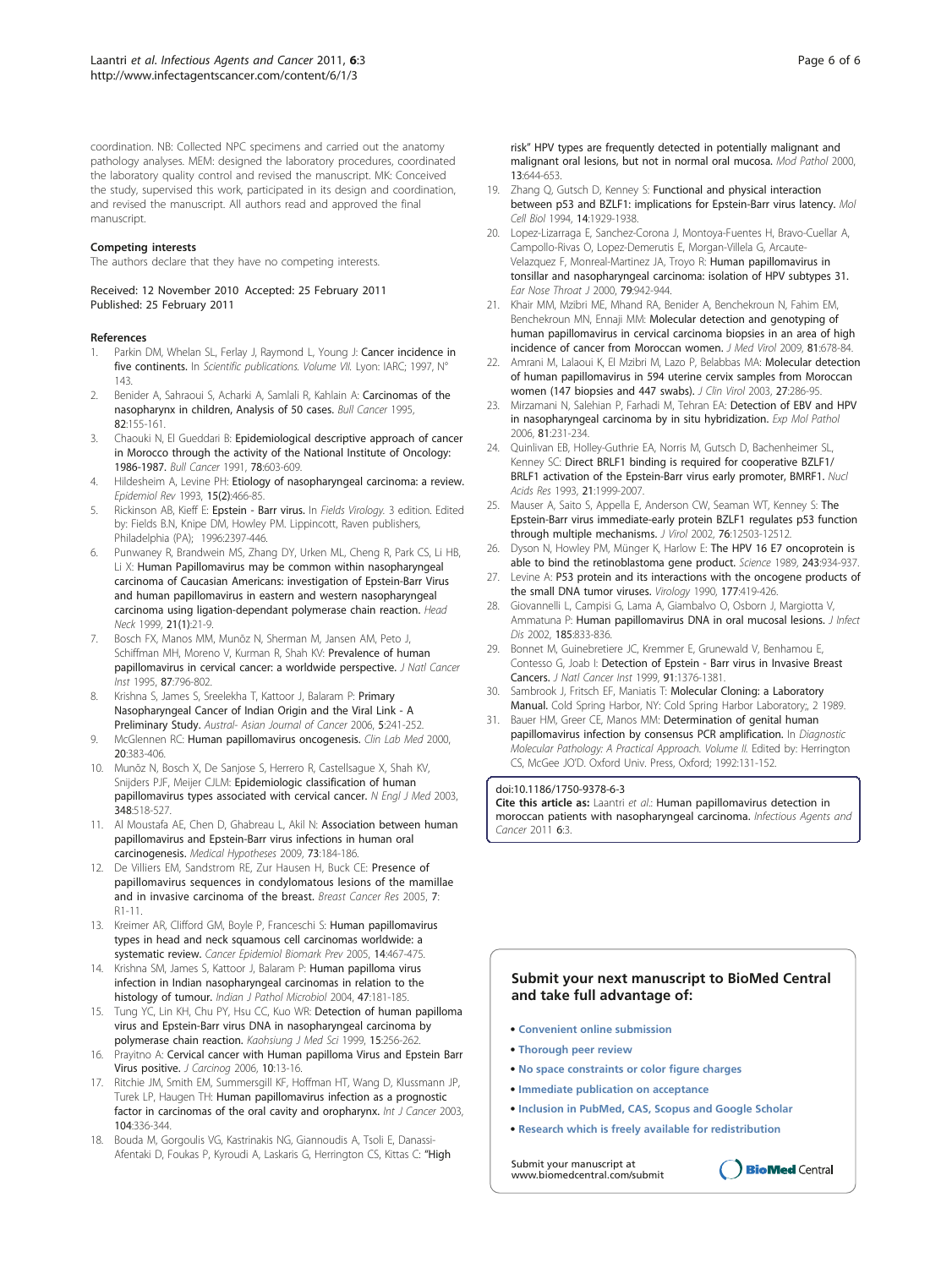coordination. NB: Collected NPC specimens and carried out the anatomy pathology analyses. MEM: designed the laboratory procedures, coordinated the laboratory quality control and revised the manuscript. MK: Conceived the study, supervised this work, participated in its design and coordination, and revised the manuscript. All authors read and approved the final manuscript.

#### Competing interests

The authors declare that they have no competing interests.

Received: 12 November 2010 Accepted: 25 February 2011
Published: 25 February 2011

#### References

1. Parkin DM, Whelan SL, Ferlay J, Raymond L, Young J: **Cancer incidence in five continents.** In *Scientific publications. Volume VII.* Lyon: IARC; 1997, N° 143.
2. Benider A, Sahraoui S, Acharki A, Samlali R, Kahlain A: **Carcinomas of the nasopharynx in children, Analysis of 50 cases.** *Bull Cancer* 1995, **82**:155-161.
3. Chaouki N, El Gueddari B: **Epidemiological descriptive approach of cancer in Morocco through the activity of the National Institute of Oncology: 1986-1987.** *Bull Cancer* 1991, **78**:603-609.
4. Hildesheim A, Levine PH: **Etiology of nasopharyngeal carcinoma: a review.** *Epidemiol Rev* 1993, **15(2)**:466-85.
5. Rickinson AB, Kieff E: **Epstein - Barr virus.** In *Fields Virology.* 3 edition. Edited by: Fields B.N, Knipe DM, Howley PM. Lippincott, Raven publishers, Philadelphia (PA); 1996:2397-446.
6. Punwaney R, Brandwein MS, Zhang DY, Urken ML, Cheng R, Park CS, Li HB, Li X: **Human Papillomavirus may be common within nasopharyngeal carcinoma of Caucasian Americans: investigation of Epstein-Barr Virus and human papillomavirus in eastern and western nasopharyngeal carcinoma using ligation-dependant polymerase chain reaction.** *Head Neck* 1999, **21(1)**:21-9.
7. Bosch FX, Manos MM, Munõz N, Sherman M, Jansen AM, Peto J, Schiffman MH, Moreno V, Kurman R, Shah KV: **Prevalence of human papillomavirus in cervical cancer: a worldwide perspective.** *J Natl Cancer Inst* 1995, **87**:796-802.
8. Krishna S, James S, Sreelekha T, Kattoor J, Balaram P: **Primary Nasopharyngeal Cancer of Indian Origin and the Viral Link - A Preliminary Study.** *Austral- Asian Journal of Cancer* 2006, **5**:241-252.
9. McGlennen RC: **Human papillomavirus oncogenesis.** *Clin Lab Med* 2000, **20**:383-406.
10. Munõz N, Bosch X, De Sanjose S, Herrero R, Castellsague X, Shah KV, Snijders PJF, Meijer CJLM: **Epidemiologic classification of human papillomavirus types associated with cervical cancer.** *N Engl J Med* 2003, **348**:518-527.
11. Al Moustafa AE, Chen D, Ghabreau L, Akil N: **Association between human papillomavirus and Epstein-Barr virus infections in human oral carcinogenesis.** *Medical Hypotheses* 2009, **73**:184-186.
12. De Villiers EM, Sandstrom RE, Zur Hausen H, Buck CE: **Presence of papillomavirus sequences in condylomatous lesions of the mamillae and in invasive carcinoma of the breast.** *Breast Cancer Res* 2005, **7**: R1-11.
13. Kreimer AR, Clifford GM, Boyle P, Franceschi S: **Human papillomavirus types in head and neck squamous cell carcinomas worldwide: a systematic review.** *Cancer Epidemiol Biomark Prev* 2005, **14**:467-475.
14. Krishna SM, James S, Kattoor J, Balaram P: **Human papilloma virus infection in Indian nasopharyngeal carcinomas in relation to the histology of tumour.** *Indian J Pathol Microbiol* 2004, **47**:181-185.
15. Tung YC, Lin KH, Chu PY, Hsu CC, Kuo WR: **Detection of human papilloma virus and Epstein-Barr virus DNA in nasopharyngeal carcinoma by polymerase chain reaction.** *Kaohsiung J Med Sci* 1999, **15**:256-262.
16. Prayitno A: **Cervical cancer with Human papilloma Virus and Epstein Barr Virus positive.** *J Carcinog* 2006, **10**:13-16.
17. Ritchie JM, Smith EM, Summersgill KF, Hoffman HT, Wang D, Klussmann JP, Turek LP, Haugen TH: **Human papillomavirus infection as a prognostic factor in carcinomas of the oral cavity and oropharynx.** *Int J Cancer* 2003, **104**:336-344.
18. Bouda M, Gorgoulis VG, Kastrinakis NG, Giannoudis A, Tsoli E, Danassi-Afentaki D, Foukas P, Kyroudi A, Laskaris G, Herrington CS, Kittas C: **"High risk" HPV types are frequently detected in potentially malignant and malignant oral lesions, but not in normal oral mucosa.** *Mod Pathol* 2000, **13**:644-653.
19. Zhang Q, Gutsch D, Kenney S: **Functional and physical interaction between p53 and BZLF1: implications for Epstein-Barr virus latency.** *Mol Cell Biol* 1994, **14**:1929-1938.
20. Lopez-Lizarraga E, Sanchez-Corona J, Montoya-Fuentes H, Bravo-Cuellar A, Campollo-Rivas O, Lopez-Demerutis E, Morgan-Villela G, Arcaute-Velazquez F, Monreal-Martinez JA, Troyo R: **Human papillomavirus in tonsillar and nasopharyngeal carcinoma: isolation of HPV subtypes 31.** *Ear Nose Throat J* 2000, **79**:942-944.
21. Khair MM, Mzibri ME, Mhand RA, Benider A, Benchekroun N, Fahim EM, Benchekroun MN, Ennaji MM: **Molecular detection and genotyping of human papillomavirus in cervical carcinoma biopsies in an area of high incidence of cancer from Moroccan women.** *J Med Virol* 2009, **81**:678-84.
22. Amrani M, Lalaoui K, El Mzibri M, Lazo P, Belabbas MA: **Molecular detection of human papillomavirus in 594 uterine cervix samples from Moroccan women (147 biopsies and 447 swabs).** *J Clin Virol* 2003, **27**:286-95.
23. Mirzamani N, Salehian P, Farhadi M, Tehran EA: **Detection of EBV and HPV in nasopharyngeal carcinoma by in situ hybridization.** *Exp Mol Pathol* 2006, **81**:231-234.
24. Quinlivan EB, Holley-Guthrie EA, Norris M, Gutsch D, Bachenheimer SL, Kenney SC: **Direct BRLF1 binding is required for cooperative BZLF1/BRLF1 activation of the Epstein-Barr virus early promoter, BMRF1.** *Nucl Acids Res* 1993, **21**:1999-2007.
25. Mauser A, Saito S, Appella E, Anderson CW, Seaman WT, Kenney S: **The Epstein-Barr virus immediate-early protein BZLF1 regulates p53 function through multiple mechanisms.** *J Virol* 2002, **76**:12503-12512.
26. Dyson N, Howley PM, Münger K, Harlow E: **The HPV 16 E7 oncoprotein is able to bind the retinoblastoma gene product.** *Science* 1989, **243**:934-937.
27. Levine A: **P53 protein and its interactions with the oncogene products of the small DNA tumor viruses.** *Virology* 1990, **177**:419-426.
28. Giovannelli L, Campisi G, Lama A, Giambalvo O, Osborn J, Margiotta V, Ammatuna P: **Human papillomavirus DNA in oral mucosal lesions.** *J Infect Dis* 2002, **185**:833-836.
29. Bonnet M, Guinebretiere JC, Kremmer E, Grunewald V, Benhamou E, Contesso G, Joab I: **Detection of Epstein - Barr virus in Invasive Breast Cancers.** *J Natl Cancer Inst* 1999, **91**:1376-1381.
30. Sambrook J, Fritsch EF, Maniatis T: **Molecular Cloning: a Laboratory Manual.** Cold Spring Harbor, NY: Cold Spring Harbor Laboratory;, 2 1989.
31. Bauer HM, Greer CE, Manos MM: **Determination of genital human papillomavirus infection by consensus PCR amplification.** In *Diagnostic Molecular Pathology: A Practical Approach. Volume II.* Edited by: Herrington CS, McGee JO'D. Oxford Univ. Press, Oxford; 1992:131-152.

doi:10.1186/1750-9378-6-3
**Cite this article as:** Laantri *et al.*: Human papillomavirus detection in moroccan patients with nasopharyngeal carcinoma. *Infectious Agents and Cancer* 2011 **6**:3.

### Submit your next manuscript to BioMed Central and take full advantage of:

- Convenient online submission
- Thorough peer review
- No space constraints or color figure charges
- Immediate publication on acceptance
- Inclusion in PubMed, CAS, Scopus and Google Scholar
- Research which is freely available for redistribution

Submit your manuscript at
www.biomedcentral.com/submit

BioMed Central